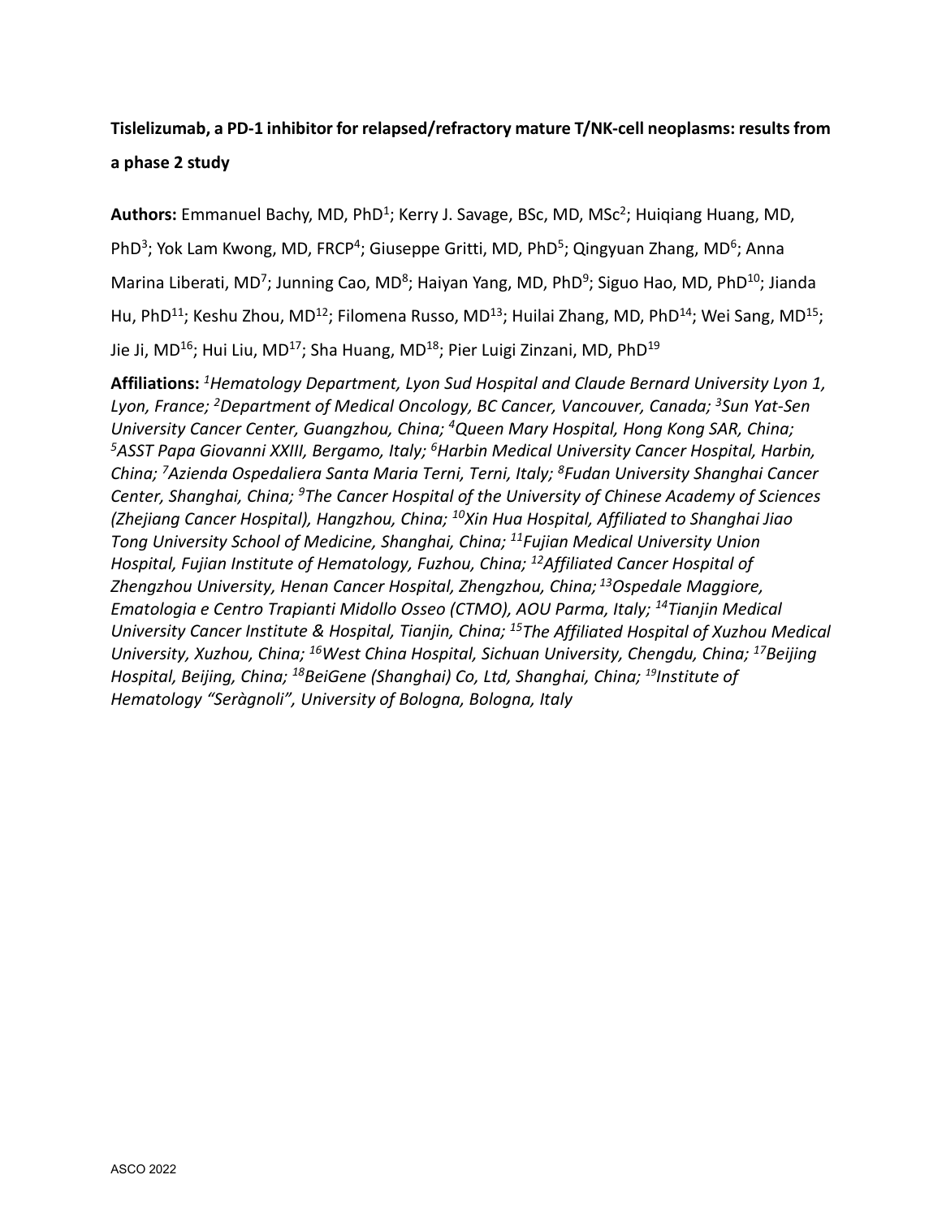**Tislelizumab, a PD-1 inhibitor for relapsed/refractory mature T/NK-cell neoplasms: results from a phase 2 study**

**Authors:** Emmanuel Bachy, MD, PhD[1]; Kerry J. Savage, BSc, MD, MSc[2]; Huiqiang Huang, MD, PhD[3]; Yok Lam Kwong, MD, FRCP[4]; Giuseppe Gritti, MD, PhD[5]; Qingyuan Zhang, MD[6]; Anna Marina Liberati, MD[7]; Junning Cao, MD[8]; Haiyan Yang, MD, PhD[9]; Siguo Hao, MD, PhD[10]; Jianda Hu, PhD[11]; Keshu Zhou, MD[12]; Filomena Russo, MD[13]; Huilai Zhang, MD, PhD[14]; Wei Sang, MD[15]; Jie Ji, MD[16]; Hui Liu, MD[17]; Sha Huang, MD[18]; Pier Luigi Zinzani, MD, PhD[19]

**Affiliations:** *[1]Hematology Department, Lyon Sud Hospital and Claude Bernard University Lyon 1, Lyon, France; [2]Department of Medical Oncology, BC Cancer, Vancouver, Canada; [3]Sun Yat-Sen University Cancer Center, Guangzhou, China; [4]Queen Mary Hospital, Hong Kong SAR, China; [5]ASST Papa Giovanni XXIII, Bergamo, Italy; [6]Harbin Medical University Cancer Hospital, Harbin, China; [7]Azienda Ospedaliera Santa Maria Terni, Terni, Italy; [8]Fudan University Shanghai Cancer Center, Shanghai, China; [9]The Cancer Hospital of the University of Chinese Academy of Sciences (Zhejiang Cancer Hospital), Hangzhou, China; [10]Xin Hua Hospital, Affiliated to Shanghai Jiao Tong University School of Medicine, Shanghai, China; [11]Fujian Medical University Union Hospital, Fujian Institute of Hematology, Fuzhou, China; [12]Affiliated Cancer Hospital of Zhengzhou University, Henan Cancer Hospital, Zhengzhou, China; [13]Ospedale Maggiore, Ematologia e Centro Trapianti Midollo Osseo (CTMO), AOU Parma, Italy; [14]Tianjin Medical University Cancer Institute & Hospital, Tianjin, China; [15]The Affiliated Hospital of Xuzhou Medical University, Xuzhou, China; [16]West China Hospital, Sichuan University, Chengdu, China; [17]Beijing Hospital, Beijing, China; [18]BeiGene (Shanghai) Co, Ltd, Shanghai, China; [19]Institute of Hematology "Seràgnoli", University of Bologna, Bologna, Italy*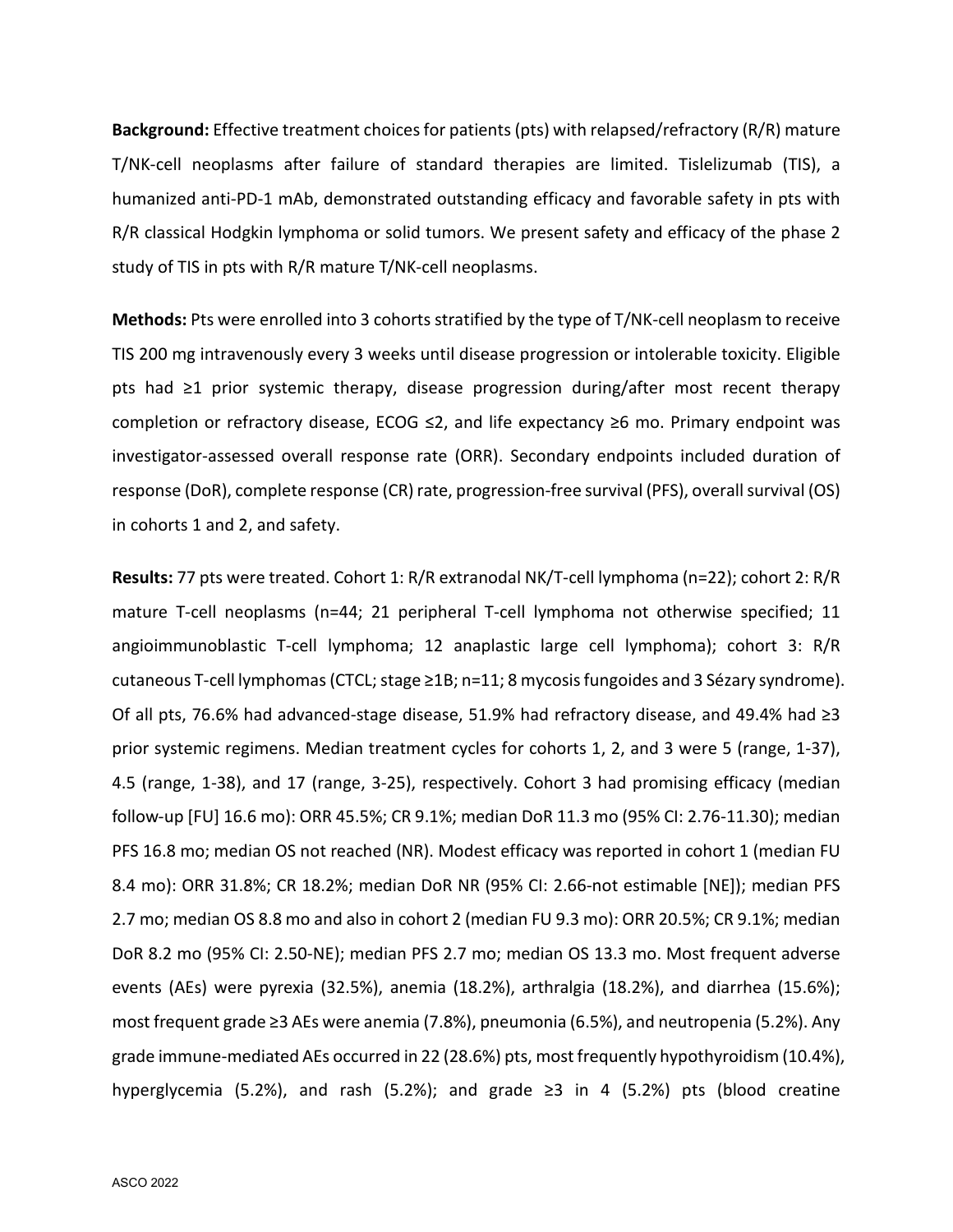**Background:** Effective treatment choices for patients (pts) with relapsed/refractory (R/R) mature T/NK-cell neoplasms after failure of standard therapies are limited. Tislelizumab (TIS), a humanized anti-PD-1 mAb, demonstrated outstanding efficacy and favorable safety in pts with R/R classical Hodgkin lymphoma or solid tumors. We present safety and efficacy of the phase 2 study of TIS in pts with R/R mature T/NK-cell neoplasms.

**Methods:** Pts were enrolled into 3 cohorts stratified by the type of T/NK-cell neoplasm to receive TIS 200 mg intravenously every 3 weeks until disease progression or intolerable toxicity. Eligible pts had ≥1 prior systemic therapy, disease progression during/after most recent therapy completion or refractory disease, ECOG ≤2, and life expectancy ≥6 mo. Primary endpoint was investigator-assessed overall response rate (ORR). Secondary endpoints included duration of response (DoR), complete response (CR) rate, progression-free survival (PFS), overall survival (OS) in cohorts 1 and 2, and safety.

**Results:** 77 pts were treated. Cohort 1: R/R extranodal NK/T-cell lymphoma (n=22); cohort 2: R/R mature T-cell neoplasms (n=44; 21 peripheral T-cell lymphoma not otherwise specified; 11 angioimmunoblastic T-cell lymphoma; 12 anaplastic large cell lymphoma); cohort 3: R/R cutaneous T-cell lymphomas (CTCL; stage ≥1B; n=11; 8 mycosis fungoides and 3 Sézary syndrome). Of all pts, 76.6% had advanced-stage disease, 51.9% had refractory disease, and 49.4% had ≥3 prior systemic regimens. Median treatment cycles for cohorts 1, 2, and 3 were 5 (range, 1-37), 4.5 (range, 1-38), and 17 (range, 3-25), respectively. Cohort 3 had promising efficacy (median follow-up [FU] 16.6 mo): ORR 45.5%; CR 9.1%; median DoR 11.3 mo (95% CI: 2.76-11.30); median PFS 16.8 mo; median OS not reached (NR). Modest efficacy was reported in cohort 1 (median FU 8.4 mo): ORR 31.8%; CR 18.2%; median DoR NR (95% CI: 2.66-not estimable [NE]); median PFS 2.7 mo; median OS 8.8 mo and also in cohort 2 (median FU 9.3 mo): ORR 20.5%; CR 9.1%; median DoR 8.2 mo (95% CI: 2.50-NE); median PFS 2.7 mo; median OS 13.3 mo. Most frequent adverse events (AEs) were pyrexia (32.5%), anemia (18.2%), arthralgia (18.2%), and diarrhea (15.6%); most frequent grade ≥3 AEs were anemia (7.8%), pneumonia (6.5%), and neutropenia (5.2%). Any grade immune-mediated AEs occurred in 22 (28.6%) pts, most frequently hypothyroidism (10.4%), hyperglycemia (5.2%), and rash (5.2%); and grade ≥3 in 4 (5.2%) pts (blood creatine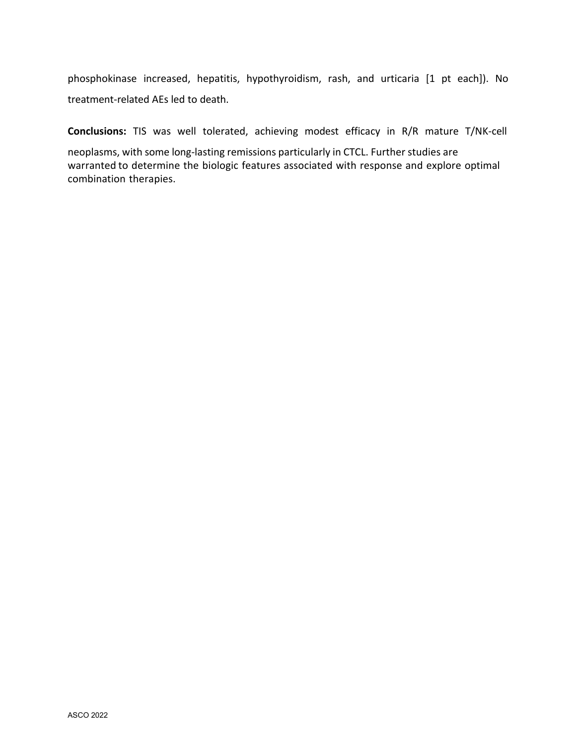phosphokinase increased, hepatitis, hypothyroidism, rash, and urticaria [1 pt each]). No treatment-related AEs led to death.

**Conclusions:** TIS was well tolerated, achieving modest efficacy in R/R mature T/NK-cell neoplasms, with some long-lasting remissions particularly in CTCL. Further studies are warranted to determine the biologic features associated with response and explore optimal combination therapies.